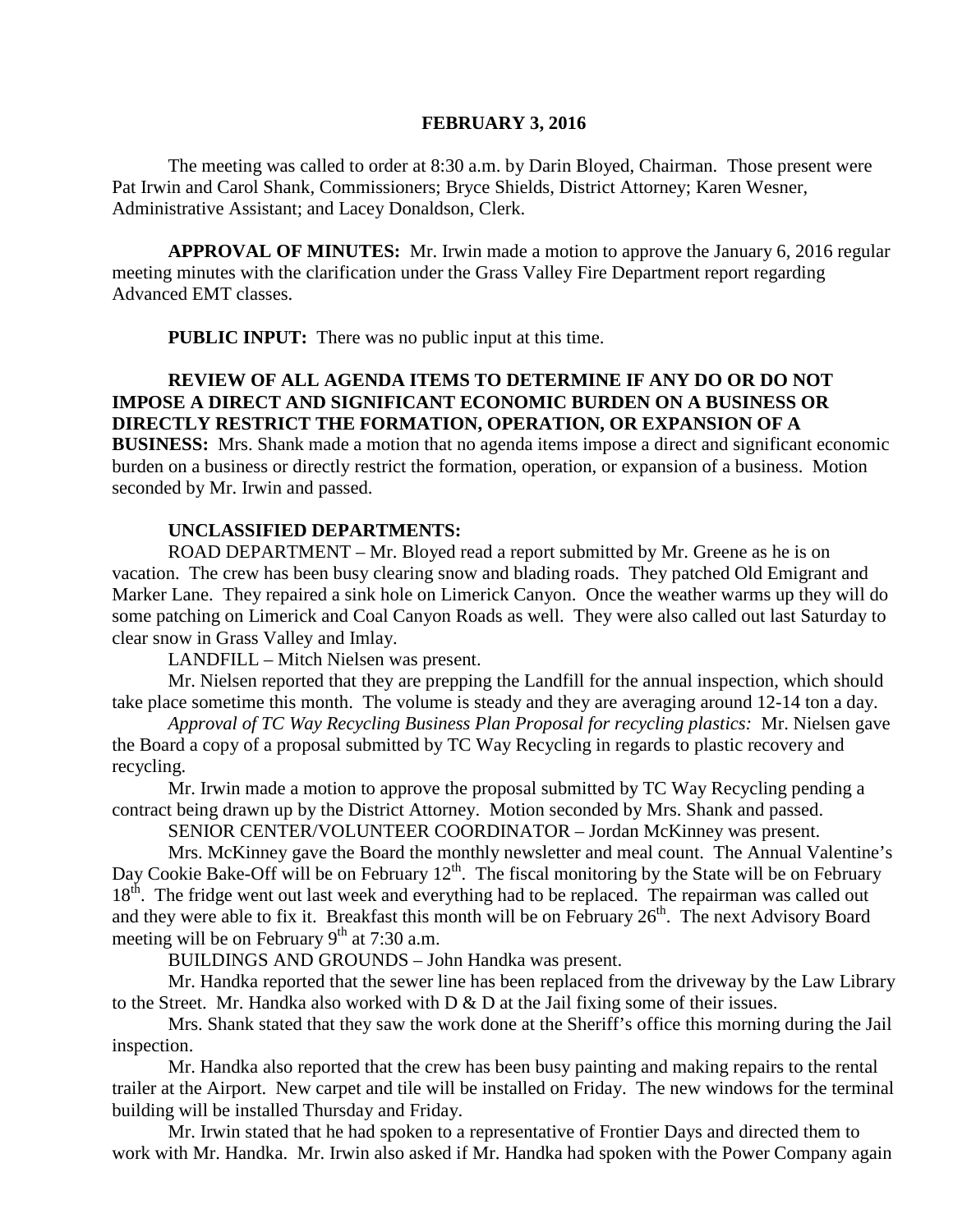**FEBRUARY 3, 2016**

The meeting was called to order at 8:30 a.m. by Darin Bloyed, Chairman. Those present were Pat Irwin and Carol Shank, Commissioners; Bryce Shields, District Attorney; Karen Wesner, Administrative Assistant; and Lacey Donaldson, Clerk.

**APPROVAL OF MINUTES:** Mr. Irwin made a motion to approve the January 6, 2016 regular meeting minutes with the clarification under the Grass Valley Fire Department report regarding Advanced EMT classes.

**PUBLIC INPUT:** There was no public input at this time.

**REVIEW OF ALL AGENDA ITEMS TO DETERMINE IF ANY DO OR DO NOT IMPOSE A DIRECT AND SIGNIFICANT ECONOMIC BURDEN ON A BUSINESS OR DIRECTLY RESTRICT THE FORMATION, OPERATION, OR EXPANSION OF A BUSINESS:** Mrs. Shank made a motion that no agenda items impose a direct and significant economic burden on a business or directly restrict the formation, operation, or expansion of a business. Motion seconded by Mr. Irwin and passed.

**UNCLASSIFIED DEPARTMENTS:**

ROAD DEPARTMENT – Mr. Bloyed read a report submitted by Mr. Greene as he is on vacation. The crew has been busy clearing snow and blading roads. They patched Old Emigrant and Marker Lane. They repaired a sink hole on Limerick Canyon. Once the weather warms up they will do some patching on Limerick and Coal Canyon Roads as well. They were also called out last Saturday to clear snow in Grass Valley and Imlay.

LANDFILL – Mitch Nielsen was present.

Mr. Nielsen reported that they are prepping the Landfill for the annual inspection, which should take place sometime this month. The volume is steady and they are averaging around 12-14 ton a day.

*Approval of TC Way Recycling Business Plan Proposal for recycling plastics:* Mr. Nielsen gave the Board a copy of a proposal submitted by TC Way Recycling in regards to plastic recovery and recycling.

Mr. Irwin made a motion to approve the proposal submitted by TC Way Recycling pending a contract being drawn up by the District Attorney. Motion seconded by Mrs. Shank and passed.

SENIOR CENTER/VOLUNTEER COORDINATOR – Jordan McKinney was present.

Mrs. McKinney gave the Board the monthly newsletter and meal count. The Annual Valentine's Day Cookie Bake-Off will be on February 12th. The fiscal monitoring by the State will be on February 18th. The fridge went out last week and everything had to be replaced. The repairman was called out and they were able to fix it. Breakfast this month will be on February 26th. The next Advisory Board meeting will be on February 9th at 7:30 a.m.

BUILDINGS AND GROUNDS – John Handka was present.

Mr. Handka reported that the sewer line has been replaced from the driveway by the Law Library to the Street. Mr. Handka also worked with D & D at the Jail fixing some of their issues.

Mrs. Shank stated that they saw the work done at the Sheriff's office this morning during the Jail inspection.

Mr. Handka also reported that the crew has been busy painting and making repairs to the rental trailer at the Airport. New carpet and tile will be installed on Friday. The new windows for the terminal building will be installed Thursday and Friday.

Mr. Irwin stated that he had spoken to a representative of Frontier Days and directed them to work with Mr. Handka. Mr. Irwin also asked if Mr. Handka had spoken with the Power Company again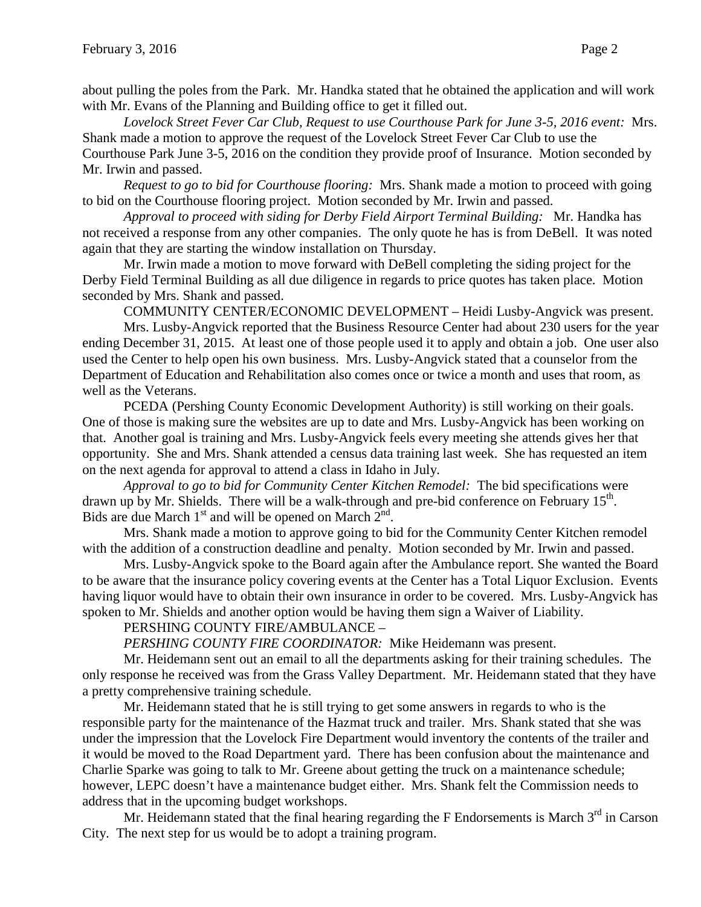about pulling the poles from the Park. Mr. Handka stated that he obtained the application and will work with Mr. Evans of the Planning and Building office to get it filled out.

*Lovelock Street Fever Car Club, Request to use Courthouse Park for June 3-5, 2016 event:* Mrs. Shank made a motion to approve the request of the Lovelock Street Fever Car Club to use the Courthouse Park June 3-5, 2016 on the condition they provide proof of Insurance. Motion seconded by Mr. Irwin and passed.

*Request to go to bid for Courthouse flooring:* Mrs. Shank made a motion to proceed with going to bid on the Courthouse flooring project. Motion seconded by Mr. Irwin and passed.

*Approval to proceed with siding for Derby Field Airport Terminal Building:* Mr. Handka has not received a response from any other companies. The only quote he has is from DeBell. It was noted again that they are starting the window installation on Thursday.

Mr. Irwin made a motion to move forward with DeBell completing the siding project for the Derby Field Terminal Building as all due diligence in regards to price quotes has taken place. Motion seconded by Mrs. Shank and passed.

COMMUNITY CENTER/ECONOMIC DEVELOPMENT – Heidi Lusby-Angvick was present.

Mrs. Lusby-Angvick reported that the Business Resource Center had about 230 users for the year ending December 31, 2015. At least one of those people used it to apply and obtain a job. One user also used the Center to help open his own business. Mrs. Lusby-Angvick stated that a counselor from the Department of Education and Rehabilitation also comes once or twice a month and uses that room, as well as the Veterans.

PCEDA (Pershing County Economic Development Authority) is still working on their goals. One of those is making sure the websites are up to date and Mrs. Lusby-Angvick has been working on that. Another goal is training and Mrs. Lusby-Angvick feels every meeting she attends gives her that opportunity. She and Mrs. Shank attended a census data training last week. She has requested an item on the next agenda for approval to attend a class in Idaho in July.

*Approval to go to bid for Community Center Kitchen Remodel:* The bid specifications were drawn up by Mr. Shields. There will be a walk-through and pre-bid conference on February 15th. Bids are due March 1st and will be opened on March 2nd.

Mrs. Shank made a motion to approve going to bid for the Community Center Kitchen remodel with the addition of a construction deadline and penalty. Motion seconded by Mr. Irwin and passed.

Mrs. Lusby-Angvick spoke to the Board again after the Ambulance report. She wanted the Board to be aware that the insurance policy covering events at the Center has a Total Liquor Exclusion. Events having liquor would have to obtain their own insurance in order to be covered. Mrs. Lusby-Angvick has spoken to Mr. Shields and another option would be having them sign a Waiver of Liability.

PERSHING COUNTY FIRE/AMBULANCE –

*PERSHING COUNTY FIRE COORDINATOR:* Mike Heidemann was present.

Mr. Heidemann sent out an email to all the departments asking for their training schedules. The only response he received was from the Grass Valley Department. Mr. Heidemann stated that they have a pretty comprehensive training schedule.

Mr. Heidemann stated that he is still trying to get some answers in regards to who is the responsible party for the maintenance of the Hazmat truck and trailer. Mrs. Shank stated that she was under the impression that the Lovelock Fire Department would inventory the contents of the trailer and it would be moved to the Road Department yard. There has been confusion about the maintenance and Charlie Sparke was going to talk to Mr. Greene about getting the truck on a maintenance schedule; however, LEPC doesn't have a maintenance budget either. Mrs. Shank felt the Commission needs to address that in the upcoming budget workshops.

Mr. Heidemann stated that the final hearing regarding the F Endorsements is March 3rd in Carson City. The next step for us would be to adopt a training program.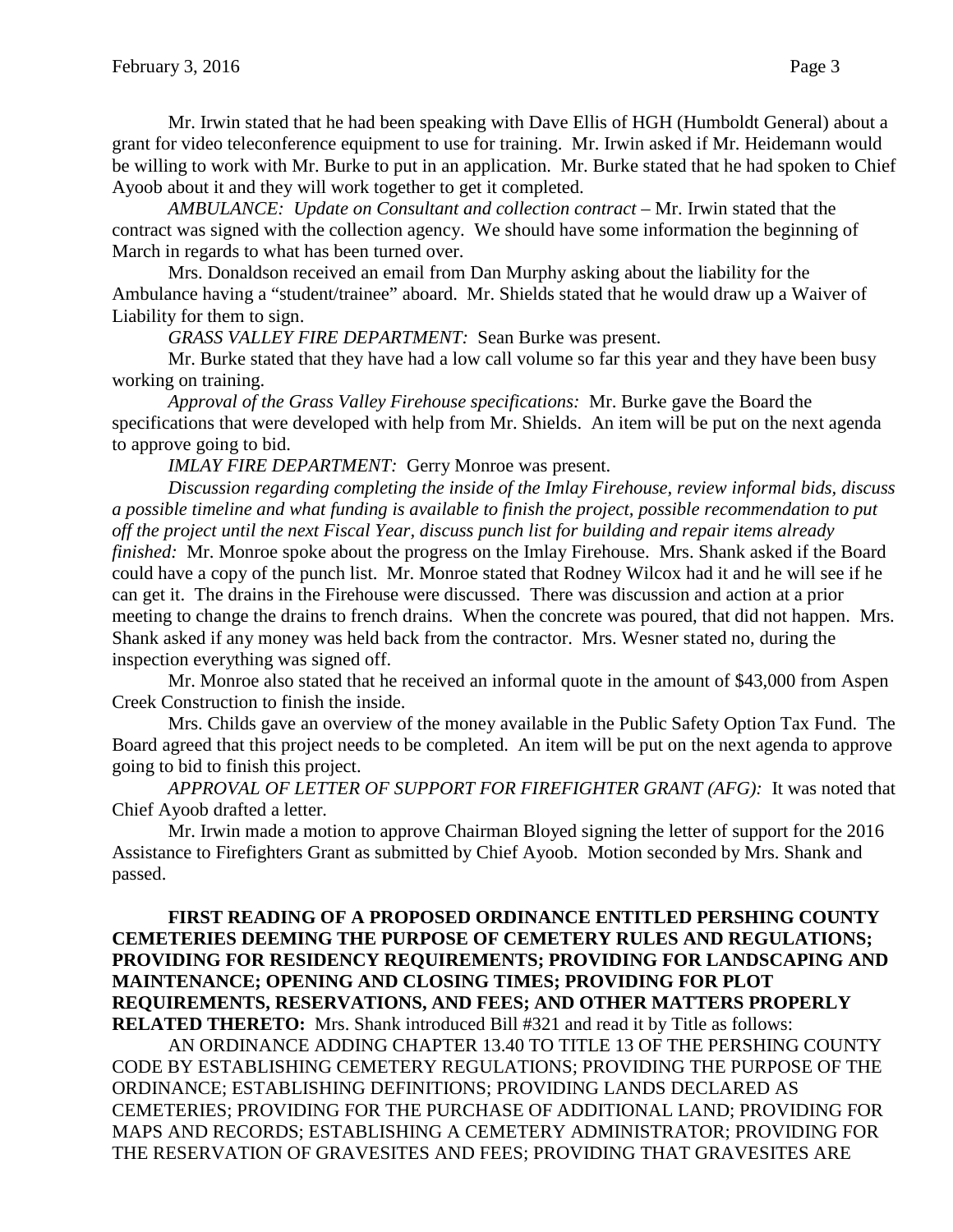Mr. Irwin stated that he had been speaking with Dave Ellis of HGH (Humboldt General) about a grant for video teleconference equipment to use for training. Mr. Irwin asked if Mr. Heidemann would be willing to work with Mr. Burke to put in an application. Mr. Burke stated that he had spoken to Chief Ayoob about it and they will work together to get it completed.

*AMBULANCE: Update on Consultant and collection contract* – Mr. Irwin stated that the contract was signed with the collection agency. We should have some information the beginning of March in regards to what has been turned over.

Mrs. Donaldson received an email from Dan Murphy asking about the liability for the Ambulance having a "student/trainee" aboard. Mr. Shields stated that he would draw up a Waiver of Liability for them to sign.

*GRASS VALLEY FIRE DEPARTMENT:* Sean Burke was present.

Mr. Burke stated that they have had a low call volume so far this year and they have been busy working on training.

*Approval of the Grass Valley Firehouse specifications:* Mr. Burke gave the Board the specifications that were developed with help from Mr. Shields. An item will be put on the next agenda to approve going to bid.

*IMLAY FIRE DEPARTMENT:* Gerry Monroe was present.

*Discussion regarding completing the inside of the Imlay Firehouse, review informal bids, discuss a possible timeline and what funding is available to finish the project, possible recommendation to put off the project until the next Fiscal Year, discuss punch list for building and repair items already finished:* Mr. Monroe spoke about the progress on the Imlay Firehouse. Mrs. Shank asked if the Board could have a copy of the punch list. Mr. Monroe stated that Rodney Wilcox had it and he will see if he can get it. The drains in the Firehouse were discussed. There was discussion and action at a prior meeting to change the drains to french drains. When the concrete was poured, that did not happen. Mrs. Shank asked if any money was held back from the contractor. Mrs. Wesner stated no, during the inspection everything was signed off.

Mr. Monroe also stated that he received an informal quote in the amount of $43,000 from Aspen Creek Construction to finish the inside.

Mrs. Childs gave an overview of the money available in the Public Safety Option Tax Fund. The Board agreed that this project needs to be completed. An item will be put on the next agenda to approve going to bid to finish this project.

*APPROVAL OF LETTER OF SUPPORT FOR FIREFIGHTER GRANT (AFG):* It was noted that Chief Ayoob drafted a letter.

Mr. Irwin made a motion to approve Chairman Bloyed signing the letter of support for the 2016 Assistance to Firefighters Grant as submitted by Chief Ayoob. Motion seconded by Mrs. Shank and passed.

**FIRST READING OF A PROPOSED ORDINANCE ENTITLED PERSHING COUNTY CEMETERIES DEEMING THE PURPOSE OF CEMETERY RULES AND REGULATIONS; PROVIDING FOR RESIDENCY REQUIREMENTS; PROVIDING FOR LANDSCAPING AND MAINTENANCE; OPENING AND CLOSING TIMES; PROVIDING FOR PLOT REQUIREMENTS, RESERVATIONS, AND FEES; AND OTHER MATTERS PROPERLY RELATED THERETO:** Mrs. Shank introduced Bill #321 and read it by Title as follows:

AN ORDINANCE ADDING CHAPTER 13.40 TO TITLE 13 OF THE PERSHING COUNTY CODE BY ESTABLISHING CEMETERY REGULATIONS; PROVIDING THE PURPOSE OF THE ORDINANCE; ESTABLISHING DEFINITIONS; PROVIDING LANDS DECLARED AS CEMETERIES; PROVIDING FOR THE PURCHASE OF ADDITIONAL LAND; PROVIDING FOR MAPS AND RECORDS; ESTABLISHING A CEMETERY ADMINISTRATOR; PROVIDING FOR THE RESERVATION OF GRAVESITES AND FEES; PROVIDING THAT GRAVESITES ARE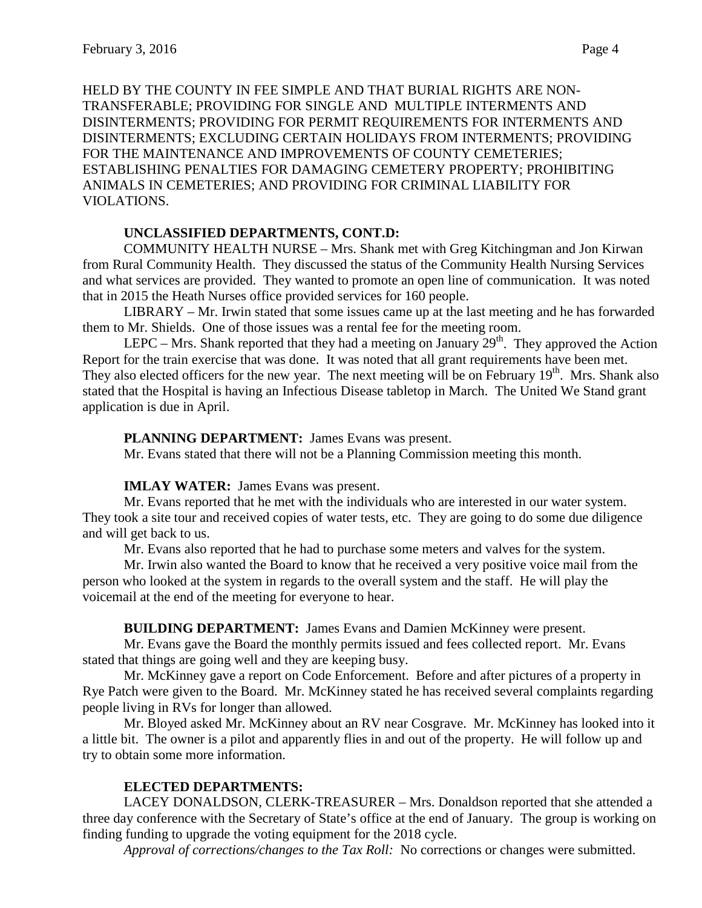HELD BY THE COUNTY IN FEE SIMPLE AND THAT BURIAL RIGHTS ARE NON-TRANSFERABLE; PROVIDING FOR SINGLE AND MULTIPLE INTERMENTS AND DISINTERMENTS; PROVIDING FOR PERMIT REQUIREMENTS FOR INTERMENTS AND DISINTERMENTS; EXCLUDING CERTAIN HOLIDAYS FROM INTERMENTS; PROVIDING FOR THE MAINTENANCE AND IMPROVEMENTS OF COUNTY CEMETERIES; ESTABLISHING PENALTIES FOR DAMAGING CEMETERY PROPERTY; PROHIBITING ANIMALS IN CEMETERIES; AND PROVIDING FOR CRIMINAL LIABILITY FOR VIOLATIONS.

**UNCLASSIFIED DEPARTMENTS, CONT.D:**

COMMUNITY HEALTH NURSE – Mrs. Shank met with Greg Kitchingman and Jon Kirwan from Rural Community Health. They discussed the status of the Community Health Nursing Services and what services are provided. They wanted to promote an open line of communication. It was noted that in 2015 the Heath Nurses office provided services for 160 people.

LIBRARY – Mr. Irwin stated that some issues came up at the last meeting and he has forwarded them to Mr. Shields. One of those issues was a rental fee for the meeting room.

LEPC – Mrs. Shank reported that they had a meeting on January 29th. They approved the Action Report for the train exercise that was done. It was noted that all grant requirements have been met. They also elected officers for the new year. The next meeting will be on February 19th. Mrs. Shank also stated that the Hospital is having an Infectious Disease tabletop in March. The United We Stand grant application is due in April.

**PLANNING DEPARTMENT:** James Evans was present.

Mr. Evans stated that there will not be a Planning Commission meeting this month.

**IMLAY WATER:** James Evans was present.

Mr. Evans reported that he met with the individuals who are interested in our water system. They took a site tour and received copies of water tests, etc. They are going to do some due diligence and will get back to us.

Mr. Evans also reported that he had to purchase some meters and valves for the system.

Mr. Irwin also wanted the Board to know that he received a very positive voice mail from the person who looked at the system in regards to the overall system and the staff. He will play the voicemail at the end of the meeting for everyone to hear.

**BUILDING DEPARTMENT:** James Evans and Damien McKinney were present.

Mr. Evans gave the Board the monthly permits issued and fees collected report. Mr. Evans stated that things are going well and they are keeping busy.

Mr. McKinney gave a report on Code Enforcement. Before and after pictures of a property in Rye Patch were given to the Board. Mr. McKinney stated he has received several complaints regarding people living in RVs for longer than allowed.

Mr. Bloyed asked Mr. McKinney about an RV near Cosgrave. Mr. McKinney has looked into it a little bit. The owner is a pilot and apparently flies in and out of the property. He will follow up and try to obtain some more information.

**ELECTED DEPARTMENTS:**

LACEY DONALDSON, CLERK-TREASURER – Mrs. Donaldson reported that she attended a three day conference with the Secretary of State's office at the end of January. The group is working on finding funding to upgrade the voting equipment for the 2018 cycle.

*Approval of corrections/changes to the Tax Roll:* No corrections or changes were submitted.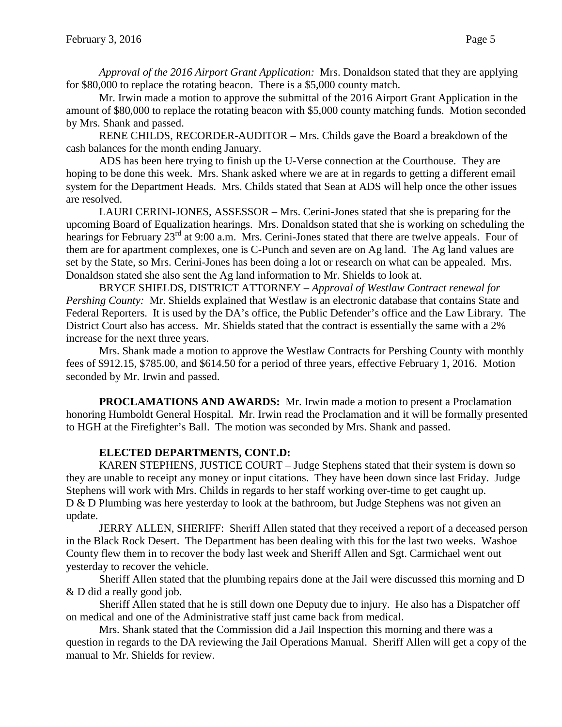*Approval of the 2016 Airport Grant Application:* Mrs. Donaldson stated that they are applying for $80,000 to replace the rotating beacon. There is a $5,000 county match.

Mr. Irwin made a motion to approve the submittal of the 2016 Airport Grant Application in the amount of $80,000 to replace the rotating beacon with $5,000 county matching funds. Motion seconded by Mrs. Shank and passed.

RENE CHILDS, RECORDER-AUDITOR – Mrs. Childs gave the Board a breakdown of the cash balances for the month ending January.

ADS has been here trying to finish up the U-Verse connection at the Courthouse. They are hoping to be done this week. Mrs. Shank asked where we are at in regards to getting a different email system for the Department Heads. Mrs. Childs stated that Sean at ADS will help once the other issues are resolved.

LAURI CERINI-JONES, ASSESSOR – Mrs. Cerini-Jones stated that she is preparing for the upcoming Board of Equalization hearings. Mrs. Donaldson stated that she is working on scheduling the hearings for February 23rd at 9:00 a.m. Mrs. Cerini-Jones stated that there are twelve appeals. Four of them are for apartment complexes, one is C-Punch and seven are on Ag land. The Ag land values are set by the State, so Mrs. Cerini-Jones has been doing a lot or research on what can be appealed. Mrs. Donaldson stated she also sent the Ag land information to Mr. Shields to look at.

BRYCE SHIELDS, DISTRICT ATTORNEY – *Approval of Westlaw Contract renewal for Pershing County:* Mr. Shields explained that Westlaw is an electronic database that contains State and Federal Reporters. It is used by the DA's office, the Public Defender's office and the Law Library. The District Court also has access. Mr. Shields stated that the contract is essentially the same with a 2% increase for the next three years.

Mrs. Shank made a motion to approve the Westlaw Contracts for Pershing County with monthly fees of $912.15, $785.00, and $614.50 for a period of three years, effective February 1, 2016. Motion seconded by Mr. Irwin and passed.

**PROCLAMATIONS AND AWARDS:** Mr. Irwin made a motion to present a Proclamation honoring Humboldt General Hospital. Mr. Irwin read the Proclamation and it will be formally presented to HGH at the Firefighter's Ball. The motion was seconded by Mrs. Shank and passed.

**ELECTED DEPARTMENTS, CONT.D:**

KAREN STEPHENS, JUSTICE COURT – Judge Stephens stated that their system is down so they are unable to receipt any money or input citations. They have been down since last Friday. Judge Stephens will work with Mrs. Childs in regards to her staff working over-time to get caught up. D & D Plumbing was here yesterday to look at the bathroom, but Judge Stephens was not given an update.

JERRY ALLEN, SHERIFF: Sheriff Allen stated that they received a report of a deceased person in the Black Rock Desert. The Department has been dealing with this for the last two weeks. Washoe County flew them in to recover the body last week and Sheriff Allen and Sgt. Carmichael went out yesterday to recover the vehicle.

Sheriff Allen stated that the plumbing repairs done at the Jail were discussed this morning and D & D did a really good job.

Sheriff Allen stated that he is still down one Deputy due to injury. He also has a Dispatcher off on medical and one of the Administrative staff just came back from medical.

Mrs. Shank stated that the Commission did a Jail Inspection this morning and there was a question in regards to the DA reviewing the Jail Operations Manual. Sheriff Allen will get a copy of the manual to Mr. Shields for review.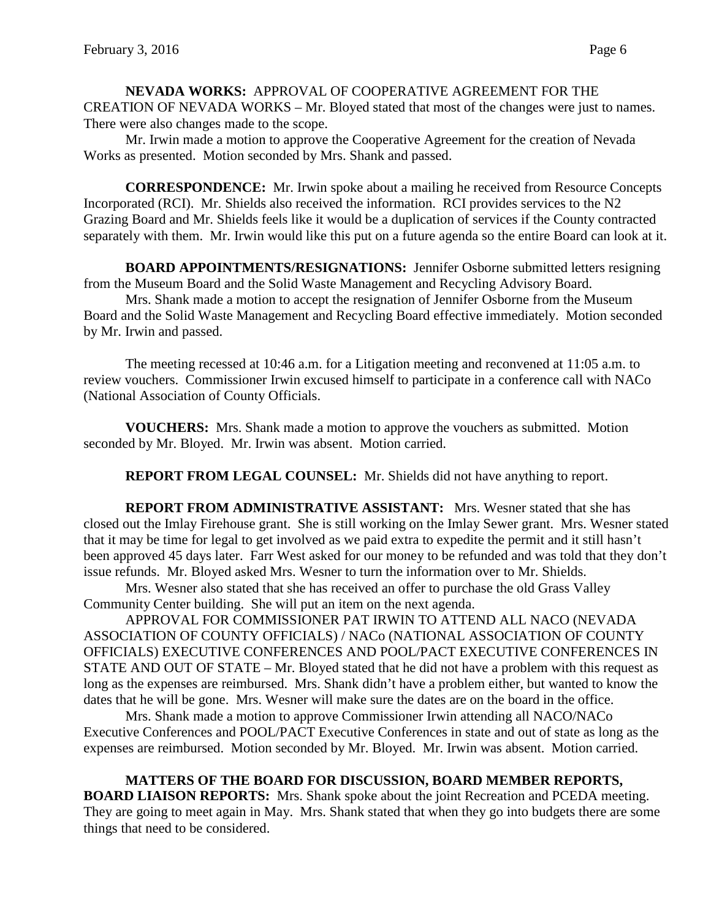**NEVADA WORKS:** APPROVAL OF COOPERATIVE AGREEMENT FOR THE CREATION OF NEVADA WORKS – Mr. Bloyed stated that most of the changes were just to names. There were also changes made to the scope.

Mr. Irwin made a motion to approve the Cooperative Agreement for the creation of Nevada Works as presented. Motion seconded by Mrs. Shank and passed.

**CORRESPONDENCE:** Mr. Irwin spoke about a mailing he received from Resource Concepts Incorporated (RCI). Mr. Shields also received the information. RCI provides services to the N2 Grazing Board and Mr. Shields feels like it would be a duplication of services if the County contracted separately with them. Mr. Irwin would like this put on a future agenda so the entire Board can look at it.

**BOARD APPOINTMENTS/RESIGNATIONS:** Jennifer Osborne submitted letters resigning from the Museum Board and the Solid Waste Management and Recycling Advisory Board.

Mrs. Shank made a motion to accept the resignation of Jennifer Osborne from the Museum Board and the Solid Waste Management and Recycling Board effective immediately. Motion seconded by Mr. Irwin and passed.

The meeting recessed at 10:46 a.m. for a Litigation meeting and reconvened at 11:05 a.m. to review vouchers. Commissioner Irwin excused himself to participate in a conference call with NACo (National Association of County Officials.

**VOUCHERS:** Mrs. Shank made a motion to approve the vouchers as submitted. Motion seconded by Mr. Bloyed. Mr. Irwin was absent. Motion carried.

**REPORT FROM LEGAL COUNSEL:** Mr. Shields did not have anything to report.

**REPORT FROM ADMINISTRATIVE ASSISTANT:** Mrs. Wesner stated that she has closed out the Imlay Firehouse grant. She is still working on the Imlay Sewer grant. Mrs. Wesner stated that it may be time for legal to get involved as we paid extra to expedite the permit and it still hasn't been approved 45 days later. Farr West asked for our money to be refunded and was told that they don't issue refunds. Mr. Bloyed asked Mrs. Wesner to turn the information over to Mr. Shields.

Mrs. Wesner also stated that she has received an offer to purchase the old Grass Valley Community Center building. She will put an item on the next agenda.

APPROVAL FOR COMMISSIONER PAT IRWIN TO ATTEND ALL NACO (NEVADA ASSOCIATION OF COUNTY OFFICIALS) / NACo (NATIONAL ASSOCIATION OF COUNTY OFFICIALS) EXECUTIVE CONFERENCES AND POOL/PACT EXECUTIVE CONFERENCES IN STATE AND OUT OF STATE – Mr. Bloyed stated that he did not have a problem with this request as long as the expenses are reimbursed. Mrs. Shank didn't have a problem either, but wanted to know the dates that he will be gone. Mrs. Wesner will make sure the dates are on the board in the office.

Mrs. Shank made a motion to approve Commissioner Irwin attending all NACO/NACo Executive Conferences and POOL/PACT Executive Conferences in state and out of state as long as the expenses are reimbursed. Motion seconded by Mr. Bloyed. Mr. Irwin was absent. Motion carried.

**MATTERS OF THE BOARD FOR DISCUSSION, BOARD MEMBER REPORTS, BOARD LIAISON REPORTS:** Mrs. Shank spoke about the joint Recreation and PCEDA meeting. They are going to meet again in May. Mrs. Shank stated that when they go into budgets there are some things that need to be considered.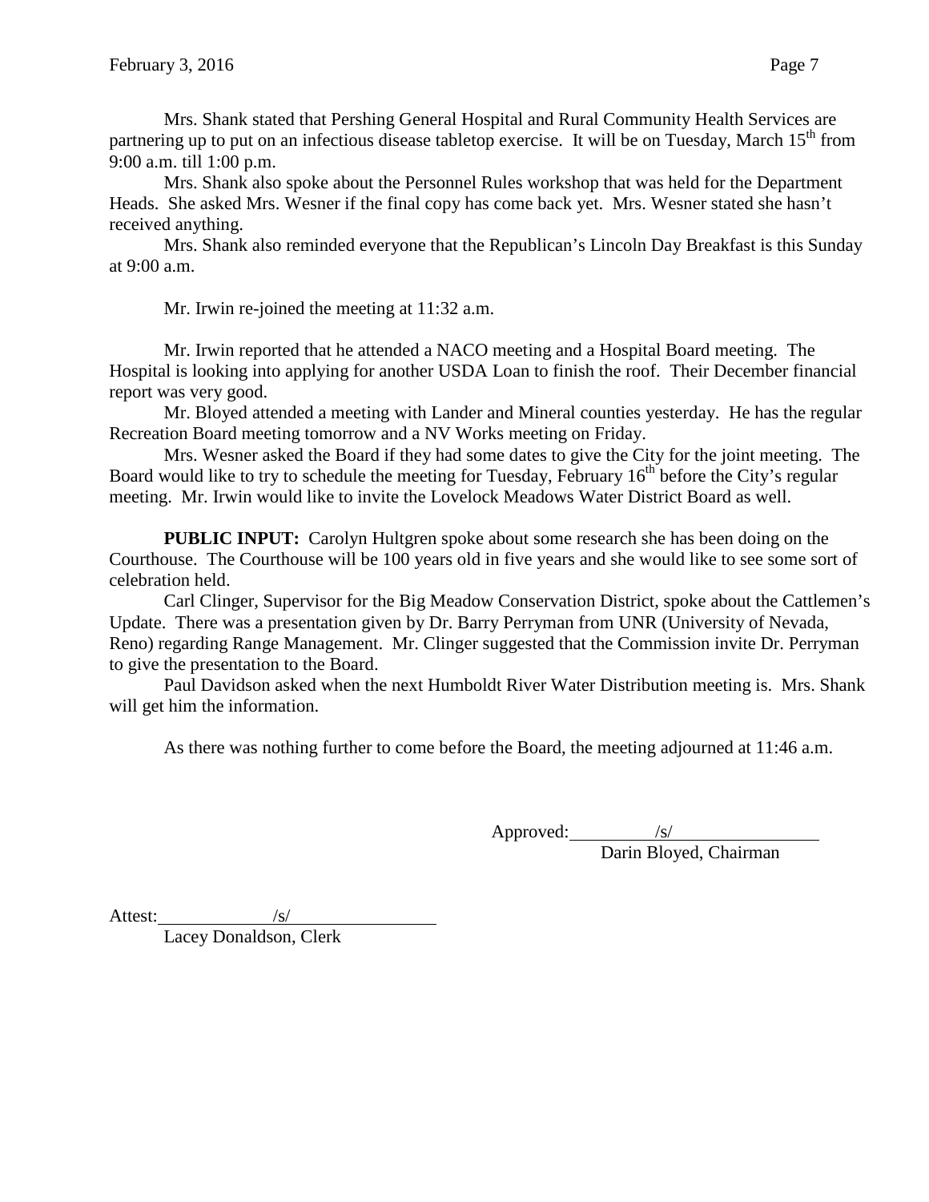Mrs. Shank stated that Pershing General Hospital and Rural Community Health Services are partnering up to put on an infectious disease tabletop exercise. It will be on Tuesday, March 15th from 9:00 a.m. till 1:00 p.m.

Mrs. Shank also spoke about the Personnel Rules workshop that was held for the Department Heads. She asked Mrs. Wesner if the final copy has come back yet. Mrs. Wesner stated she hasn't received anything.

Mrs. Shank also reminded everyone that the Republican's Lincoln Day Breakfast is this Sunday at 9:00 a.m.

Mr. Irwin re-joined the meeting at 11:32 a.m.

Mr. Irwin reported that he attended a NACO meeting and a Hospital Board meeting. The Hospital is looking into applying for another USDA Loan to finish the roof. Their December financial report was very good.

Mr. Bloyed attended a meeting with Lander and Mineral counties yesterday. He has the regular Recreation Board meeting tomorrow and a NV Works meeting on Friday.

Mrs. Wesner asked the Board if they had some dates to give the City for the joint meeting. The Board would like to try to schedule the meeting for Tuesday, February 16th before the City's regular meeting. Mr. Irwin would like to invite the Lovelock Meadows Water District Board as well.

**PUBLIC INPUT:** Carolyn Hultgren spoke about some research she has been doing on the Courthouse. The Courthouse will be 100 years old in five years and she would like to see some sort of celebration held.

Carl Clinger, Supervisor for the Big Meadow Conservation District, spoke about the Cattlemen's Update. There was a presentation given by Dr. Barry Perryman from UNR (University of Nevada, Reno) regarding Range Management. Mr. Clinger suggested that the Commission invite Dr. Perryman to give the presentation to the Board.

Paul Davidson asked when the next Humboldt River Water Distribution meeting is. Mrs. Shank will get him the information.

As there was nothing further to come before the Board, the meeting adjourned at 11:46 a.m.

Approved: /s/
Darin Bloyed, Chairman

Attest: /s/
Lacey Donaldson, Clerk